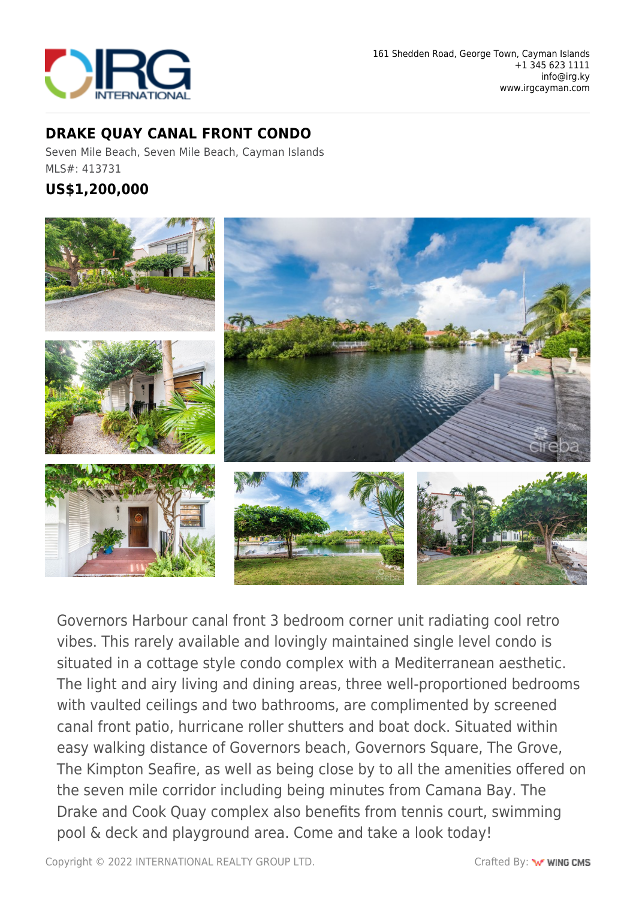161 Shedden Road, George Town, Cayman Islands
+1 345 623 1111
info@irg.ky
www.irgcayman.com

## DRAKE QUAY CANAL FRONT CONDO

Seven Mile Beach, Seven Mile Beach, Cayman Islands
MLS#: 413731

### US$1,200,000

Governors Harbour canal front 3 bedroom corner unit radiating cool retro vibes. This rarely available and lovingly maintained single level condo is situated in a cottage style condo complex with a Mediterranean aesthetic. The light and airy living and dining areas, three well-proportioned bedrooms with vaulted ceilings and two bathrooms, are complimented by screened canal front patio, hurricane roller shutters and boat dock. Situated within easy walking distance of Governors beach, Governors Square, The Grove, The Kimpton Seafire, as well as being close by to all the amenities offered on the seven mile corridor including being minutes from Camana Bay. The Drake and Cook Quay complex also benefits from tennis court, swimming pool & deck and playground area. Come and take a look today!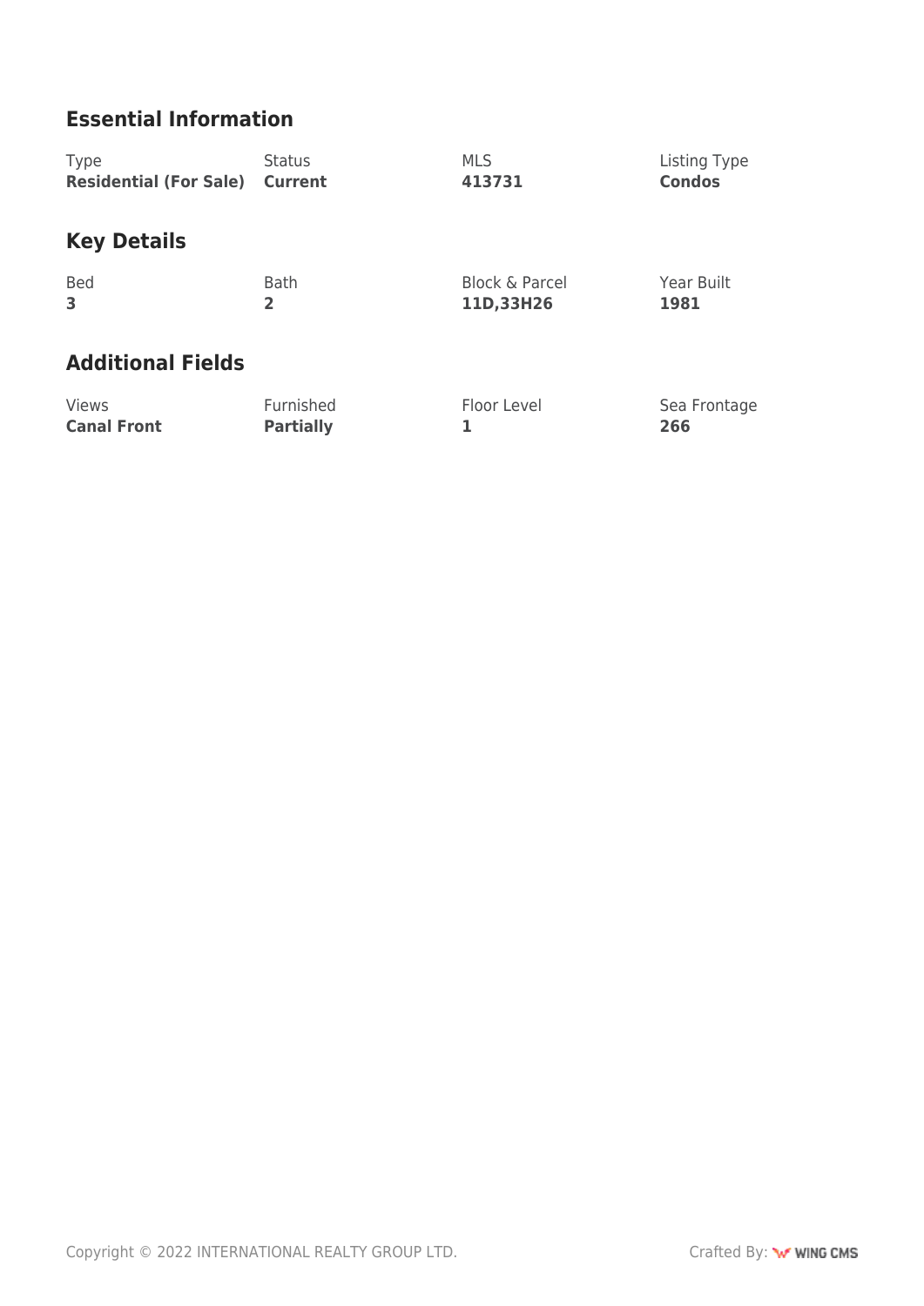## Essential Information

| Type | Status | MLS | Listing Type |
| --- | --- | --- | --- |
| **Residential (For Sale)** | **Current** | **413731** | **Condos** |

## Key Details

| Bed | Bath | Block & Parcel | Year Built |
| --- | --- | --- | --- |
| **3** | **2** | **11D,33H26** | **1981** |

## Additional Fields

| Views | Furnished | Floor Level | Sea Frontage |
| --- | --- | --- | --- |
| **Canal Front** | **Partially** | **1** | **266** |

Copyright © 2022 INTERNATIONAL REALTY GROUP LTD.

Crafted By: WING CMS